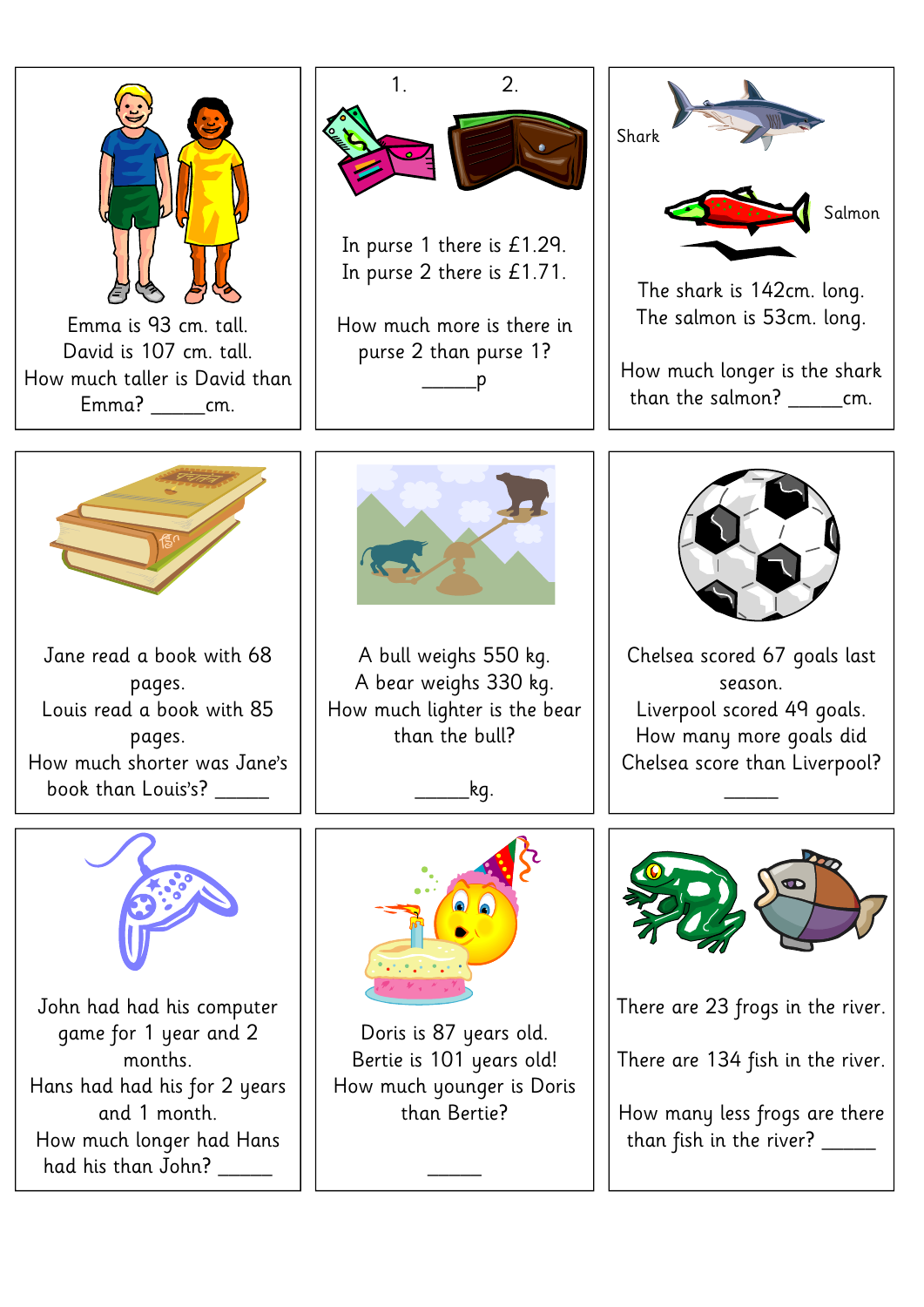Emma is 93 cm. tall.
David is 107 cm. tall.
How much taller is David than Emma? _____cm.

1. 2.

In purse 1 there is £1.29.
In purse 2 there is £1.71.

How much more is there in purse 2 than purse 1?
_____p

Shark

Salmon

The shark is 142cm. long.
The salmon is 53cm. long.

How much longer is the shark than the salmon? _____cm.

Jane read a book with 68 pages.
Louis read a book with 85 pages.
How much shorter was Jane's book than Louis's? _____

A bull weighs 550 kg.
A bear weighs 330 kg.
How much lighter is the bear than the bull?

_____kg.

Chelsea scored 67 goals last season.
Liverpool scored 49 goals.
How many more goals did Chelsea score than Liverpool?
_____

John had had his computer game for 1 year and 2 months.
Hans had had his for 2 years and 1 month.
How much longer had Hans had his than John? _____

Doris is 87 years old.
Bertie is 101 years old!
How much younger is Doris than Bertie?

_____

There are 23 frogs in the river.

There are 134 fish in the river.

How many less frogs are there than fish in the river? _____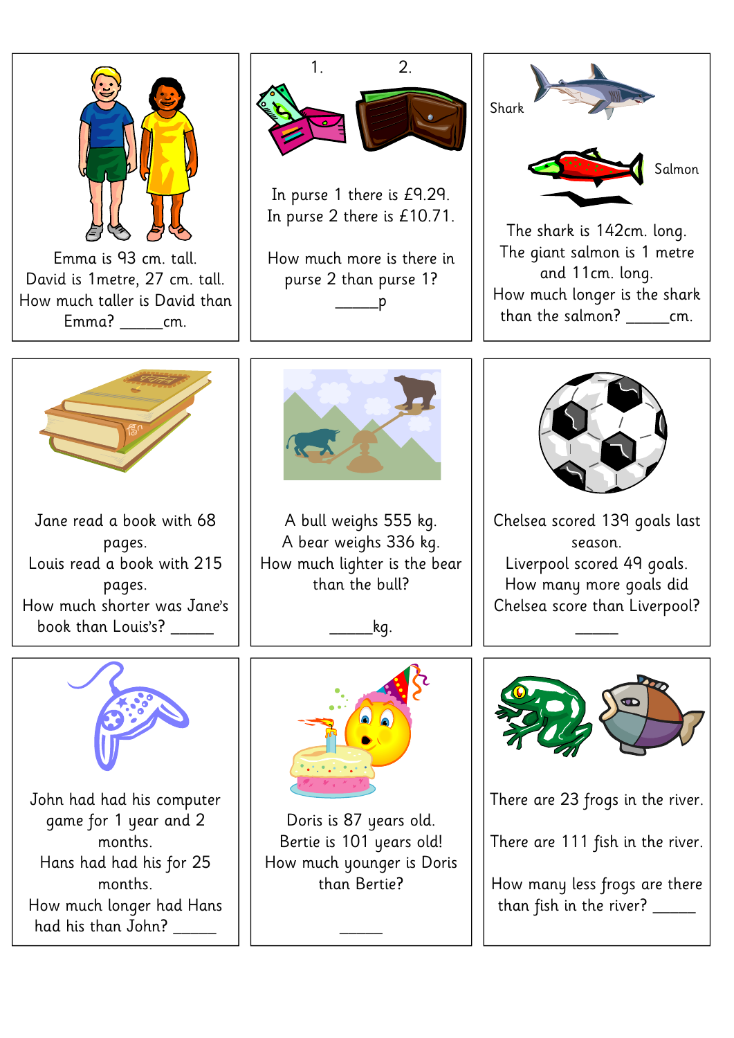Emma is 93 cm. tall.
David is 1metre, 27 cm. tall.
How much taller is David than Emma? _____cm.

1. 2.

In purse 1 there is £9.29.
In purse 2 there is £10.71.

How much more is there in purse 2 than purse 1?
_____p

Shark

Salmon

The shark is 142cm. long.
The giant salmon is 1 metre and 11cm. long.
How much longer is the shark than the salmon? _____cm.

Jane read a book with 68 pages.
Louis read a book with 215 pages.
How much shorter was Jane's book than Louis's? _____

A bull weighs 555 kg.
A bear weighs 336 kg.
How much lighter is the bear than the bull?

_____kg.

Chelsea scored 139 goals last season.
Liverpool scored 49 goals.
How many more goals did Chelsea score than Liverpool?
_____

John had had his computer game for 1 year and 2 months.
Hans had had his for 25 months.
How much longer had Hans had his than John? _____

Doris is 87 years old.
Bertie is 101 years old!
How much younger is Doris than Bertie?

_____

There are 23 frogs in the river.

There are 111 fish in the river.

How many less frogs are there than fish in the river? _____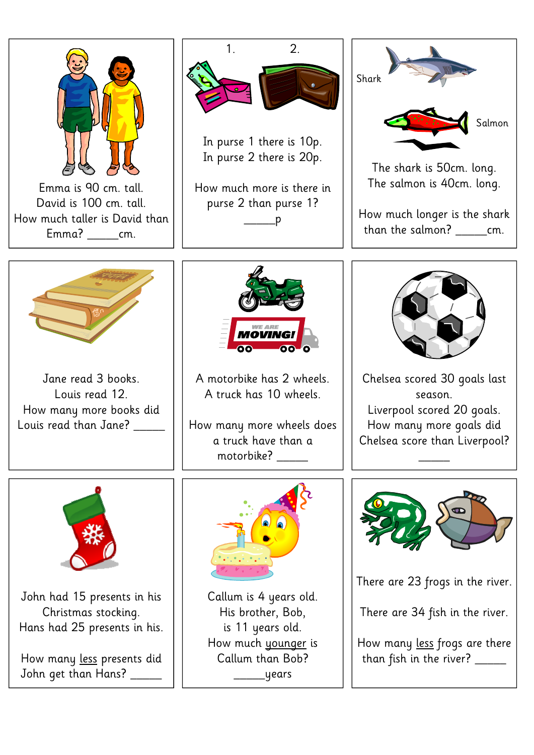Emma is 90 cm. tall.
David is 100 cm. tall.
How much taller is David than Emma? _____cm.

1. 2.

In purse 1 there is 10p.
In purse 2 there is 20p.

How much more is there in purse 2 than purse 1?
_____p

Shark

Salmon

The shark is 50cm. long.
The salmon is 40cm. long.

How much longer is the shark than the salmon? _____cm.

Jane read 3 books.
Louis read 12.
How many more books did Louis read than Jane? _____

WE ARE MOVING!

A motorbike has 2 wheels.
A truck has 10 wheels.

How many more wheels does a truck have than a motorbike? _____

Chelsea scored 30 goals last season.
Liverpool scored 20 goals.
How many more goals did Chelsea score than Liverpool?
_____

John had 15 presents in his Christmas stocking.
Hans had 25 presents in his.

How many less presents did John get than Hans? _____

Callum is 4 years old.
His brother, Bob, is 11 years old.
How much younger is Callum than Bob?
_____years

There are 23 frogs in the river.

There are 34 fish in the river.

How many less frogs are there than fish in the river? _____